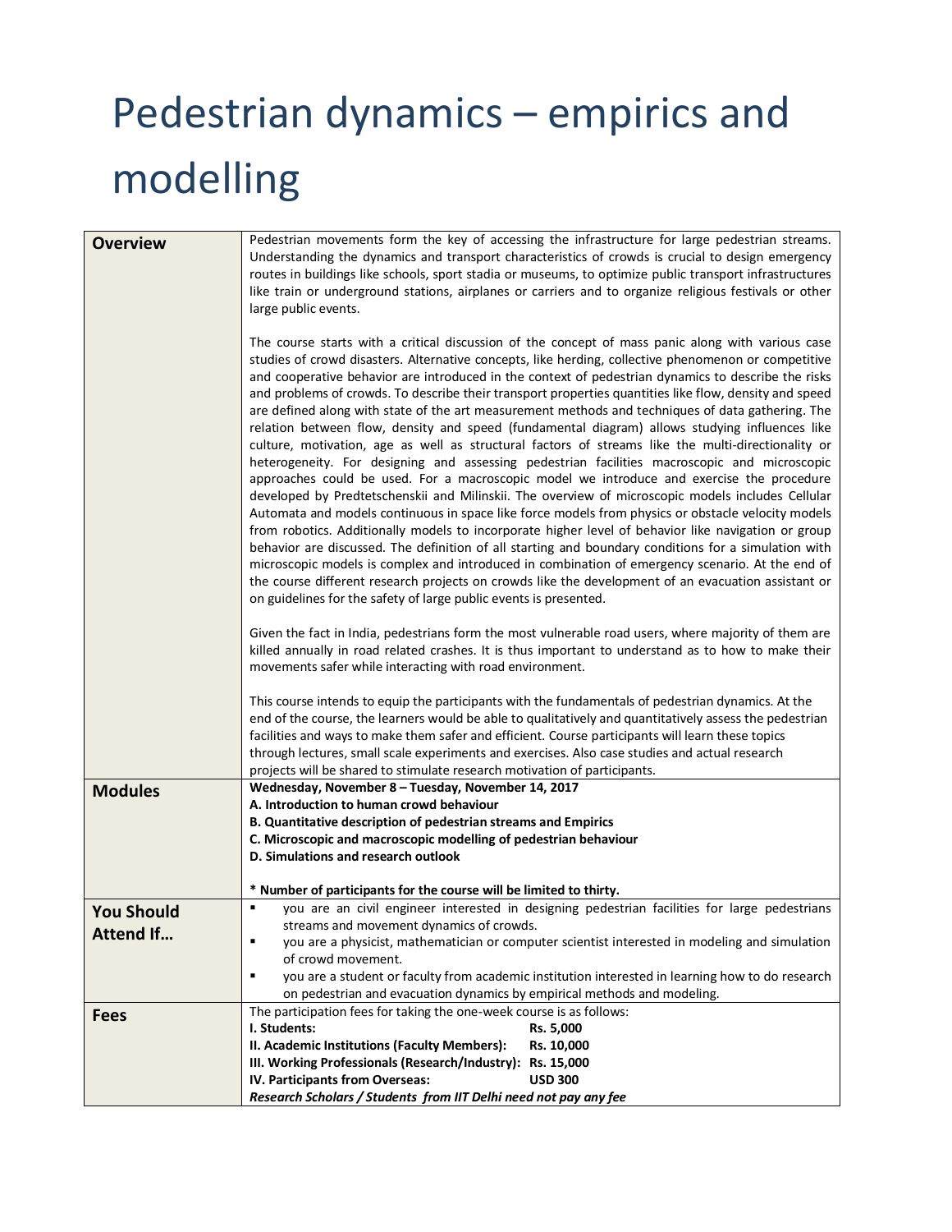# Pedestrian dynamics – empirics and modelling

| | |
|---|---|
| **Overview** | Pedestrian movements form the key of accessing the infrastructure for large pedestrian streams. Understanding the dynamics and transport characteristics of crowds is crucial to design emergency routes in buildings like schools, sport stadia or museums, to optimize public transport infrastructures like train or underground stations, airplanes or carriers and to organize religious festivals or other large public events.<br><br>The course starts with a critical discussion of the concept of mass panic along with various case studies of crowd disasters. Alternative concepts, like herding, collective phenomenon or competitive and cooperative behavior are introduced in the context of pedestrian dynamics to describe the risks and problems of crowds. To describe their transport properties quantities like flow, density and speed are defined along with state of the art measurement methods and techniques of data gathering. The relation between flow, density and speed (fundamental diagram) allows studying influences like culture, motivation, age as well as structural factors of streams like the multi-directionality or heterogeneity. For designing and assessing pedestrian facilities macroscopic and microscopic approaches could be used. For a macroscopic model we introduce and exercise the procedure developed by Predtetschenskii and Milinskii. The overview of microscopic models includes Cellular Automata and models continuous in space like force models from physics or obstacle velocity models from robotics. Additionally models to incorporate higher level of behavior like navigation or group behavior are discussed. The definition of all starting and boundary conditions for a simulation with microscopic models is complex and introduced in combination of emergency scenario. At the end of the course different research projects on crowds like the development of an evacuation assistant or on guidelines for the safety of large public events is presented.<br><br>Given the fact in India, pedestrians form the most vulnerable road users, where majority of them are killed annually in road related crashes. It is thus important to understand as to how to make their movements safer while interacting with road environment.<br><br>This course intends to equip the participants with the fundamentals of pedestrian dynamics. At the end of the course, the learners would be able to qualitatively and quantitatively assess the pedestrian facilities and ways to make them safer and efficient. Course participants will learn these topics through lectures, small scale experiments and exercises. Also case studies and actual research projects will be shared to stimulate research motivation of participants. |
| **Modules** | **Wednesday, November 8 – Tuesday, November 14, 2017**<br>**A. Introduction to human crowd behaviour**<br>**B. Quantitative description of pedestrian streams and Empirics**<br>**C. Microscopic and macroscopic modelling of pedestrian behaviour**<br>**D. Simulations and research outlook**<br><br>**\* Number of participants for the course will be limited to thirty.** |
| **You Should Attend If…** | ▪ you are an civil engineer interested in designing pedestrian facilities for large pedestrians streams and movement dynamics of crowds.<br>▪ you are a physicist, mathematician or computer scientist interested in modeling and simulation of crowd movement.<br>▪ you are a student or faculty from academic institution interested in learning how to do research on pedestrian and evacuation dynamics by empirical methods and modeling. |
| **Fees** | The participation fees for taking the one-week course is as follows:<br>**I. Students: Rs. 5,000**<br>**II. Academic Institutions (Faculty Members): Rs. 10,000**<br>**III. Working Professionals (Research/Industry): Rs. 15,000**<br>**IV. Participants from Overseas: USD 300**<br>***Research Scholars / Students from IIT Delhi need not pay any fee*** |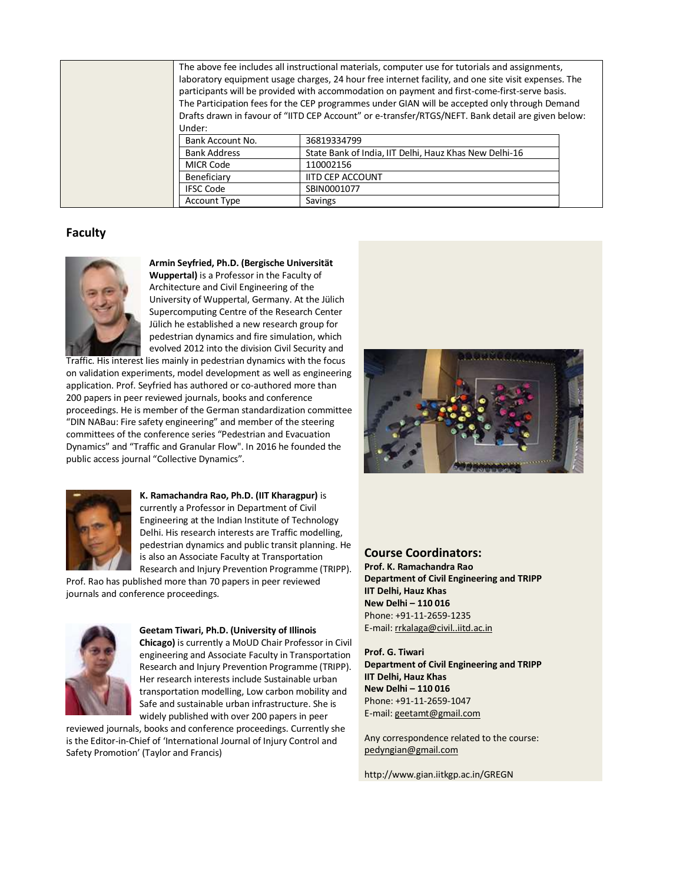The above fee includes all instructional materials, computer use for tutorials and assignments, laboratory equipment usage charges, 24 hour free internet facility, and one site visit expenses. The participants will be provided with accommodation on payment and first-come-first-serve basis. The Participation fees for the CEP programmes under GIAN will be accepted only through Demand Drafts drawn in favour of "IITD CEP Account" or e-transfer/RTGS/NEFT. Bank detail are given below: Under:

| | |
|---|---|
| Bank Account No. | 36819334799 |
| Bank Address | State Bank of India, IIT Delhi, Hauz Khas New Delhi-16 |
| MICR Code | 110002156 |
| Beneficiary | IITD CEP ACCOUNT |
| IFSC Code | SBIN0001077 |
| Account Type | Savings |

## Faculty

**Armin Seyfried, Ph.D. (Bergische Universität Wuppertal)** is a Professor in the Faculty of Architecture and Civil Engineering of the University of Wuppertal, Germany. At the Jülich Supercomputing Centre of the Research Center Jülich he established a new research group for pedestrian dynamics and fire simulation, which evolved 2012 into the division Civil Security and Traffic. His interest lies mainly in pedestrian dynamics with the focus on validation experiments, model development as well as engineering application. Prof. Seyfried has authored or co-authored more than 200 papers in peer reviewed journals, books and conference proceedings. He is member of the German standardization committee "DIN NABau: Fire safety engineering" and member of the steering committees of the conference series "Pedestrian and Evacuation Dynamics" and "Traffic and Granular Flow". In 2016 he founded the public access journal "Collective Dynamics".

**K. Ramachandra Rao, Ph.D. (IIT Kharagpur)** is currently a Professor in Department of Civil Engineering at the Indian Institute of Technology Delhi. His research interests are Traffic modelling, pedestrian dynamics and public transit planning. He is also an Associate Faculty at Transportation Research and Injury Prevention Programme (TRIPP). Prof. Rao has published more than 70 papers in peer reviewed journals and conference proceedings.

**Geetam Tiwari, Ph.D. (University of Illinois Chicago)** is currently a MoUD Chair Professor in Civil engineering and Associate Faculty in Transportation Research and Injury Prevention Programme (TRIPP). Her research interests include Sustainable urban transportation modelling, Low carbon mobility and Safe and sustainable urban infrastructure. She is widely published with over 200 papers in peer reviewed journals, books and conference proceedings. Currently she is the Editor-in-Chief of 'International Journal of Injury Control and Safety Promotion' (Taylor and Francis)

## Course Coordinators:

**Prof. K. Ramachandra Rao**
**Department of Civil Engineering and TRIPP**
**IIT Delhi, Hauz Khas**
**New Delhi – 110 016**
Phone: +91-11-2659-1235
E-mail: rrkalaga@civil..iitd.ac.in

**Prof. G. Tiwari**
**Department of Civil Engineering and TRIPP**
**IIT Delhi, Hauz Khas**
**New Delhi – 110 016**
Phone: +91-11-2659-1047
E-mail: geetamt@gmail.com

Any correspondence related to the course:
pedyngian@gmail.com

http://www.gian.iitkgp.ac.in/GREGN